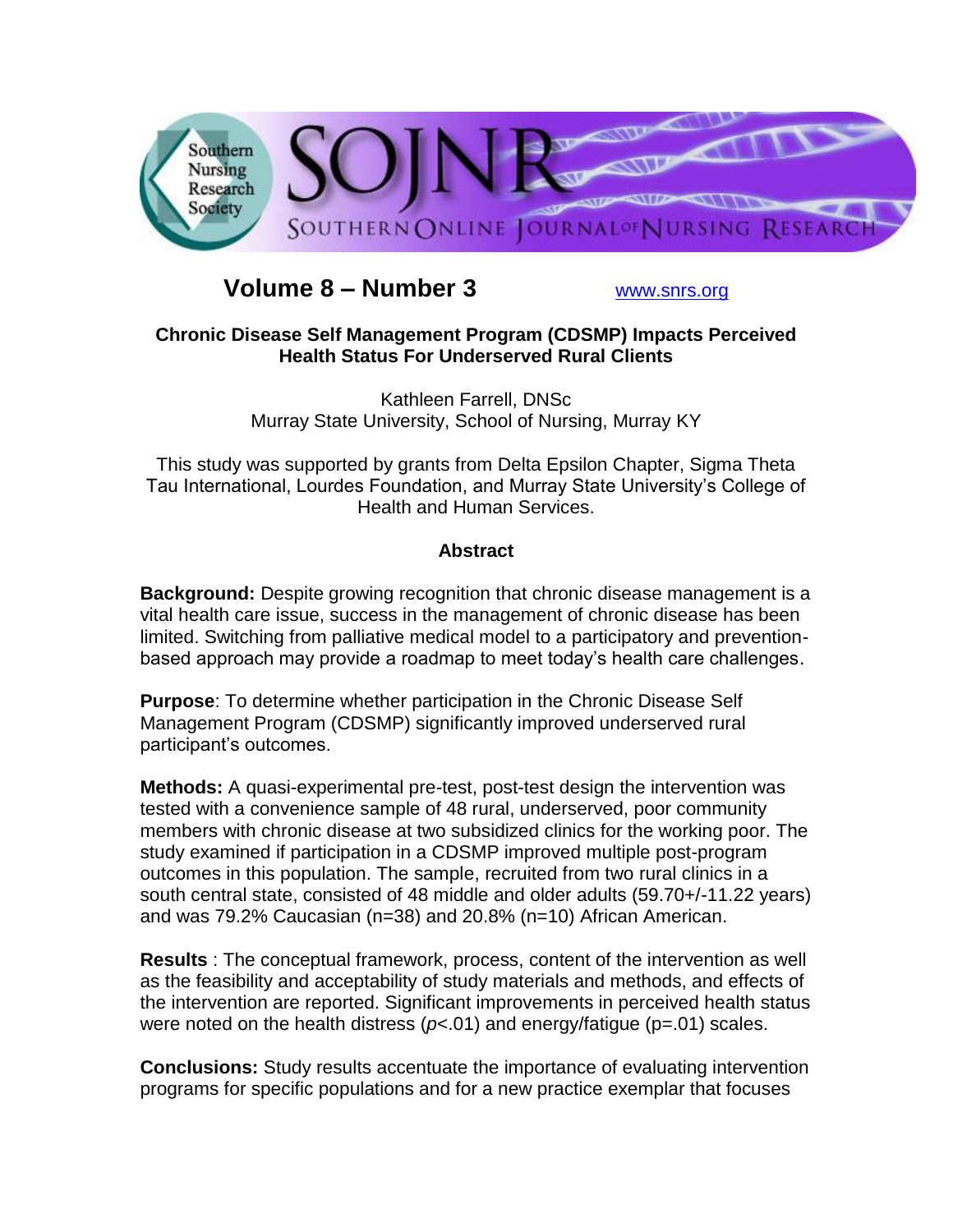# Volume 8 – Number 3

www.snrs.org

## Chronic Disease Self Management Program (CDSMP) Impacts Perceived Health Status For Underserved Rural Clients

Kathleen Farrell, DNSc
Murray State University, School of Nursing, Murray KY

This study was supported by grants from Delta Epsilon Chapter, Sigma Theta Tau International, Lourdes Foundation, and Murray State University's College of Health and Human Services.

### Abstract

**Background:** Despite growing recognition that chronic disease management is a vital health care issue, success in the management of chronic disease has been limited. Switching from palliative medical model to a participatory and prevention-based approach may provide a roadmap to meet today's health care challenges.

**Purpose**: To determine whether participation in the Chronic Disease Self Management Program (CDSMP) significantly improved underserved rural participant's outcomes.

**Methods:** A quasi-experimental pre-test, post-test design the intervention was tested with a convenience sample of 48 rural, underserved, poor community members with chronic disease at two subsidized clinics for the working poor. The study examined if participation in a CDSMP improved multiple post-program outcomes in this population. The sample, recruited from two rural clinics in a south central state, consisted of 48 middle and older adults (59.70+/-11.22 years) and was 79.2% Caucasian (n=38) and 20.8% (n=10) African American.

**Results** : The conceptual framework, process, content of the intervention as well as the feasibility and acceptability of study materials and methods, and effects of the intervention are reported. Significant improvements in perceived health status were noted on the health distress ($p$<.01) and energy/fatigue (p=.01) scales.

**Conclusions:** Study results accentuate the importance of evaluating intervention programs for specific populations and for a new practice exemplar that focuses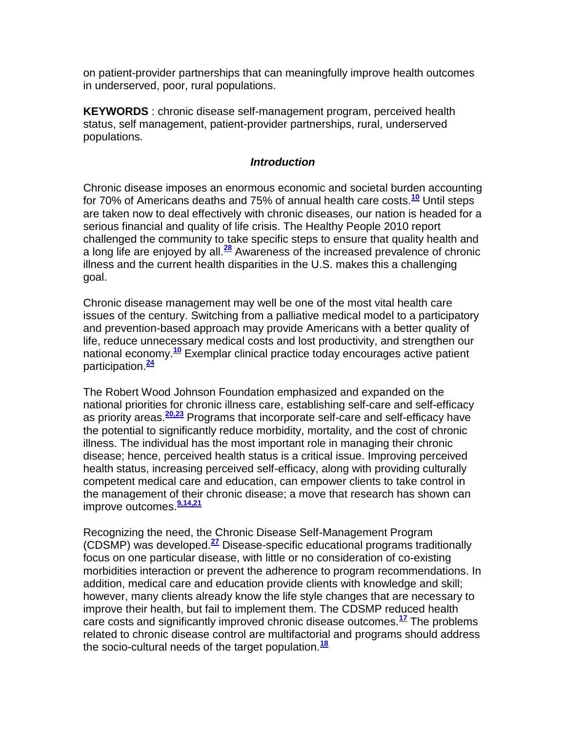on patient-provider partnerships that can meaningfully improve health outcomes in underserved, poor, rural populations.

**KEYWORDS** : chronic disease self-management program, perceived health status, self management, patient-provider partnerships, rural, underserved populations.

### *Introduction*

Chronic disease imposes an enormous economic and societal burden accounting for 70% of Americans deaths and 75% of annual health care costs.[10] Until steps are taken now to deal effectively with chronic diseases, our nation is headed for a serious financial and quality of life crisis. The Healthy People 2010 report challenged the community to take specific steps to ensure that quality health and a long life are enjoyed by all.[28] Awareness of the increased prevalence of chronic illness and the current health disparities in the U.S. makes this a challenging goal.

Chronic disease management may well be one of the most vital health care issues of the century. Switching from a palliative medical model to a participatory and prevention-based approach may provide Americans with a better quality of life, reduce unnecessary medical costs and lost productivity, and strengthen our national economy.[10] Exemplar clinical practice today encourages active patient participation.[24]

The Robert Wood Johnson Foundation emphasized and expanded on the national priorities for chronic illness care, establishing self-care and self-efficacy as priority areas.[20,23] Programs that incorporate self-care and self-efficacy have the potential to significantly reduce morbidity, mortality, and the cost of chronic illness. The individual has the most important role in managing their chronic disease; hence, perceived health status is a critical issue. Improving perceived health status, increasing perceived self-efficacy, along with providing culturally competent medical care and education, can empower clients to take control in the management of their chronic disease; a move that research has shown can improve outcomes.[9,14,21]

Recognizing the need, the Chronic Disease Self-Management Program (CDSMP) was developed.[27] Disease-specific educational programs traditionally focus on one particular disease, with little or no consideration of co-existing morbidities interaction or prevent the adherence to program recommendations. In addition, medical care and education provide clients with knowledge and skill; however, many clients already know the life style changes that are necessary to improve their health, but fail to implement them. The CDSMP reduced health care costs and significantly improved chronic disease outcomes.[17] The problems related to chronic disease control are multifactorial and programs should address the socio-cultural needs of the target population.[18]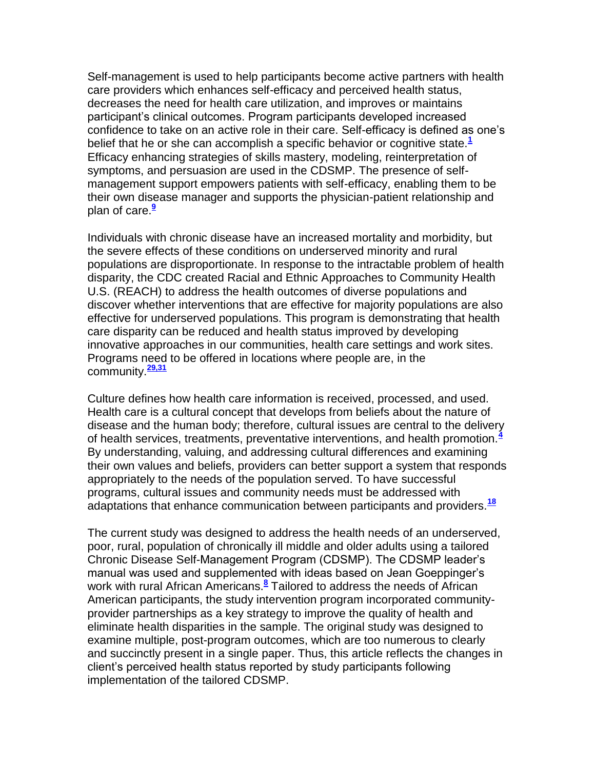Self-management is used to help participants become active partners with health care providers which enhances self-efficacy and perceived health status, decreases the need for health care utilization, and improves or maintains participant's clinical outcomes. Program participants developed increased confidence to take on an active role in their care. Self-efficacy is defined as one's belief that he or she can accomplish a specific behavior or cognitive state.[1] Efficacy enhancing strategies of skills mastery, modeling, reinterpretation of symptoms, and persuasion are used in the CDSMP. The presence of self-management support empowers patients with self-efficacy, enabling them to be their own disease manager and supports the physician-patient relationship and plan of care.[9]

Individuals with chronic disease have an increased mortality and morbidity, but the severe effects of these conditions on underserved minority and rural populations are disproportionate. In response to the intractable problem of health disparity, the CDC created Racial and Ethnic Approaches to Community Health U.S. (REACH) to address the health outcomes of diverse populations and discover whether interventions that are effective for majority populations are also effective for underserved populations. This program is demonstrating that health care disparity can be reduced and health status improved by developing innovative approaches in our communities, health care settings and work sites. Programs need to be offered in locations where people are, in the community.[29,31]

Culture defines how health care information is received, processed, and used. Health care is a cultural concept that develops from beliefs about the nature of disease and the human body; therefore, cultural issues are central to the delivery of health services, treatments, preventative interventions, and health promotion.[4] By understanding, valuing, and addressing cultural differences and examining their own values and beliefs, providers can better support a system that responds appropriately to the needs of the population served. To have successful programs, cultural issues and community needs must be addressed with adaptations that enhance communication between participants and providers.[18]

The current study was designed to address the health needs of an underserved, poor, rural, population of chronically ill middle and older adults using a tailored Chronic Disease Self-Management Program (CDSMP). The CDSMP leader's manual was used and supplemented with ideas based on Jean Goeppinger's work with rural African Americans.[8] Tailored to address the needs of African American participants, the study intervention program incorporated community-provider partnerships as a key strategy to improve the quality of health and eliminate health disparities in the sample. The original study was designed to examine multiple, post-program outcomes, which are too numerous to clearly and succinctly present in a single paper. Thus, this article reflects the changes in client's perceived health status reported by study participants following implementation of the tailored CDSMP.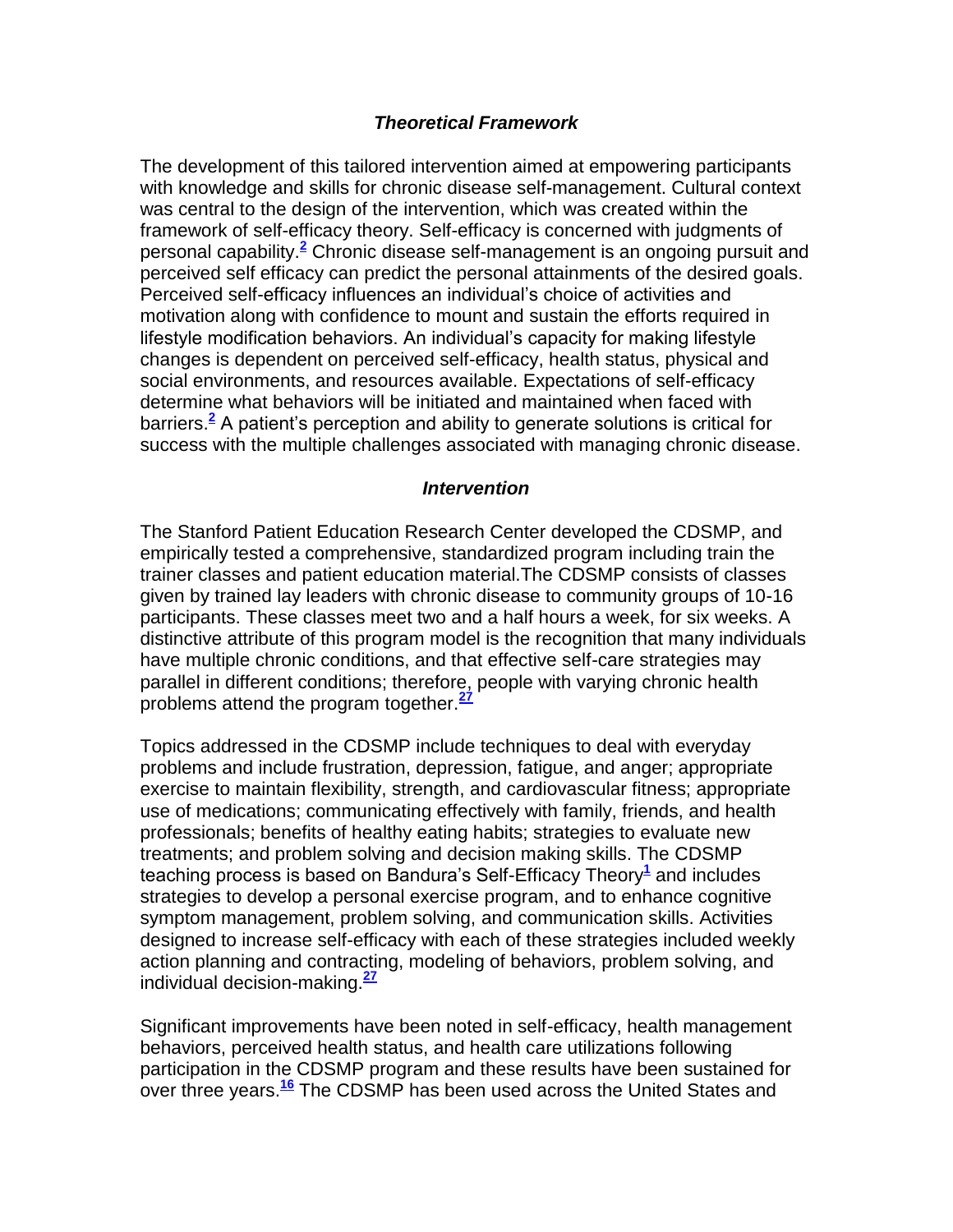### *Theoretical Framework*

The development of this tailored intervention aimed at empowering participants with knowledge and skills for chronic disease self-management. Cultural context was central to the design of the intervention, which was created within the framework of self-efficacy theory. Self-efficacy is concerned with judgments of personal capability.[2] Chronic disease self-management is an ongoing pursuit and perceived self efficacy can predict the personal attainments of the desired goals. Perceived self-efficacy influences an individual's choice of activities and motivation along with confidence to mount and sustain the efforts required in lifestyle modification behaviors. An individual's capacity for making lifestyle changes is dependent on perceived self-efficacy, health status, physical and social environments, and resources available. Expectations of self-efficacy determine what behaviors will be initiated and maintained when faced with barriers.[2] A patient's perception and ability to generate solutions is critical for success with the multiple challenges associated with managing chronic disease.

### *Intervention*

The Stanford Patient Education Research Center developed the CDSMP, and empirically tested a comprehensive, standardized program including train the trainer classes and patient education material.The CDSMP consists of classes given by trained lay leaders with chronic disease to community groups of 10-16 participants. These classes meet two and a half hours a week, for six weeks. A distinctive attribute of this program model is the recognition that many individuals have multiple chronic conditions, and that effective self-care strategies may parallel in different conditions; therefore, people with varying chronic health problems attend the program together.[27]

Topics addressed in the CDSMP include techniques to deal with everyday problems and include frustration, depression, fatigue, and anger; appropriate exercise to maintain flexibility, strength, and cardiovascular fitness; appropriate use of medications; communicating effectively with family, friends, and health professionals; benefits of healthy eating habits; strategies to evaluate new treatments; and problem solving and decision making skills. The CDSMP teaching process is based on Bandura's Self-Efficacy Theory[1] and includes strategies to develop a personal exercise program, and to enhance cognitive symptom management, problem solving, and communication skills. Activities designed to increase self-efficacy with each of these strategies included weekly action planning and contracting, modeling of behaviors, problem solving, and individual decision-making.[27]

Significant improvements have been noted in self-efficacy, health management behaviors, perceived health status, and health care utilizations following participation in the CDSMP program and these results have been sustained for over three years.[16] The CDSMP has been used across the United States and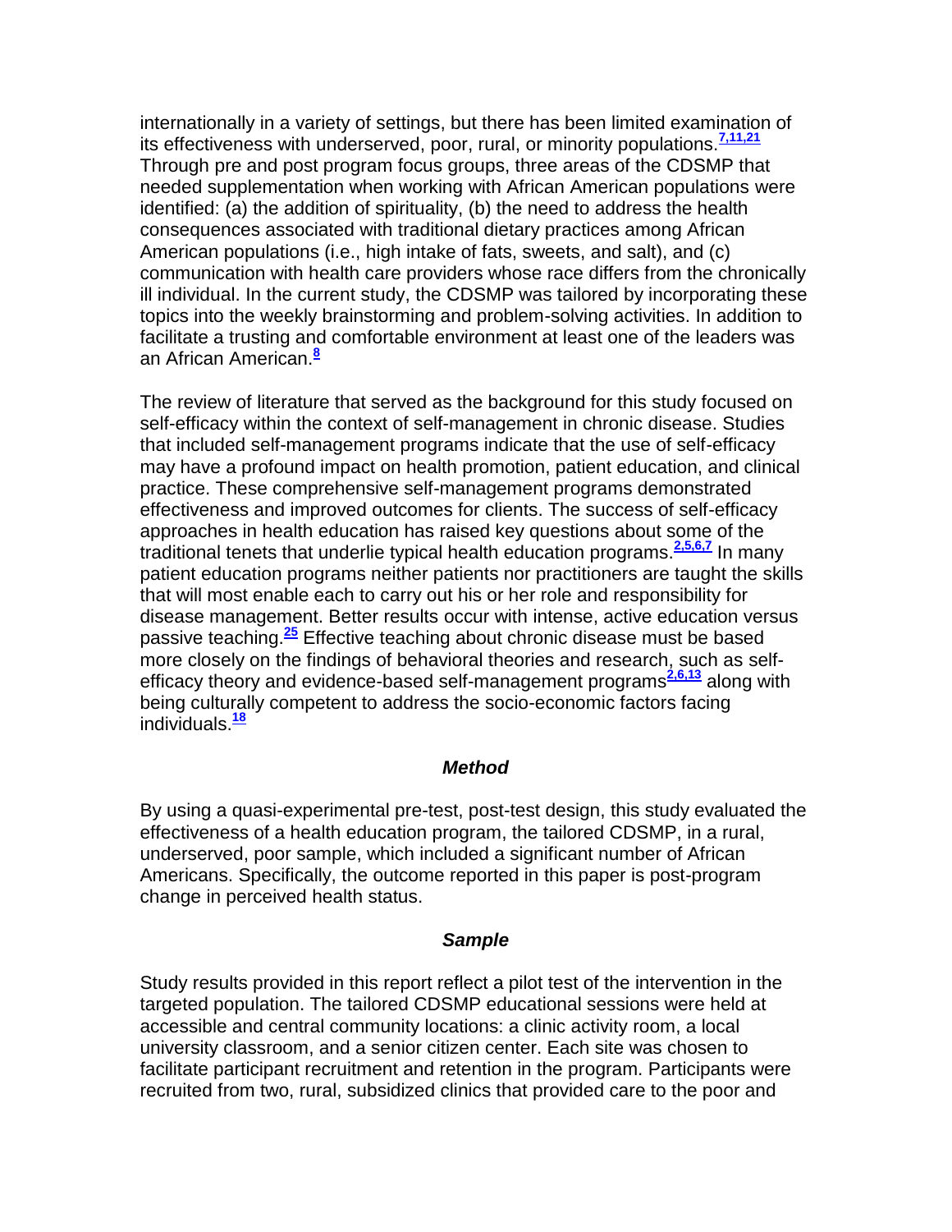internationally in a variety of settings, but there has been limited examination of its effectiveness with underserved, poor, rural, or minority populations.[7,11,21] Through pre and post program focus groups, three areas of the CDSMP that needed supplementation when working with African American populations were identified: (a) the addition of spirituality, (b) the need to address the health consequences associated with traditional dietary practices among African American populations (i.e., high intake of fats, sweets, and salt), and (c) communication with health care providers whose race differs from the chronically ill individual. In the current study, the CDSMP was tailored by incorporating these topics into the weekly brainstorming and problem-solving activities. In addition to facilitate a trusting and comfortable environment at least one of the leaders was an African American.[8]

The review of literature that served as the background for this study focused on self-efficacy within the context of self-management in chronic disease. Studies that included self-management programs indicate that the use of self-efficacy may have a profound impact on health promotion, patient education, and clinical practice. These comprehensive self-management programs demonstrated effectiveness and improved outcomes for clients. The success of self-efficacy approaches in health education has raised key questions about some of the traditional tenets that underlie typical health education programs.[2,5,6,7] In many patient education programs neither patients nor practitioners are taught the skills that will most enable each to carry out his or her role and responsibility for disease management. Better results occur with intense, active education versus passive teaching.[25] Effective teaching about chronic disease must be based more closely on the findings of behavioral theories and research, such as self-efficacy theory and evidence-based self-management programs[2,6,13] along with being culturally competent to address the socio-economic factors facing individuals.[18]

### *Method*

By using a quasi-experimental pre-test, post-test design, this study evaluated the effectiveness of a health education program, the tailored CDSMP, in a rural, underserved, poor sample, which included a significant number of African Americans. Specifically, the outcome reported in this paper is post-program change in perceived health status.

### *Sample*

Study results provided in this report reflect a pilot test of the intervention in the targeted population. The tailored CDSMP educational sessions were held at accessible and central community locations: a clinic activity room, a local university classroom, and a senior citizen center. Each site was chosen to facilitate participant recruitment and retention in the program. Participants were recruited from two, rural, subsidized clinics that provided care to the poor and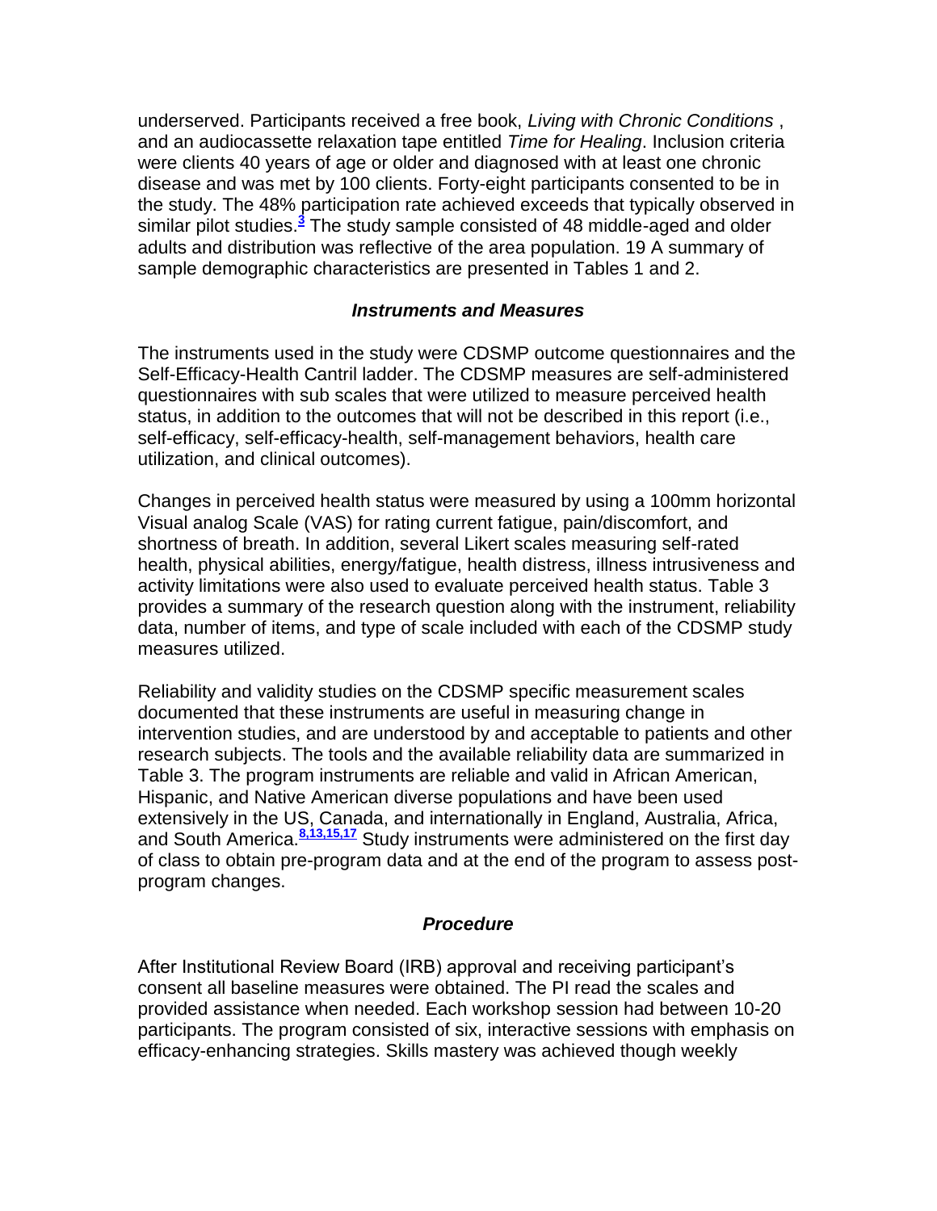underserved. Participants received a free book, *Living with Chronic Conditions* , and an audiocassette relaxation tape entitled *Time for Healing*. Inclusion criteria were clients 40 years of age or older and diagnosed with at least one chronic disease and was met by 100 clients. Forty-eight participants consented to be in the study. The 48% participation rate achieved exceeds that typically observed in similar pilot studies.[3] The study sample consisted of 48 middle-aged and older adults and distribution was reflective of the area population. 19 A summary of sample demographic characteristics are presented in Tables 1 and 2.

### *Instruments and Measures*

The instruments used in the study were CDSMP outcome questionnaires and the Self-Efficacy-Health Cantril ladder. The CDSMP measures are self-administered questionnaires with sub scales that were utilized to measure perceived health status, in addition to the outcomes that will not be described in this report (i.e., self-efficacy, self-efficacy-health, self-management behaviors, health care utilization, and clinical outcomes).

Changes in perceived health status were measured by using a 100mm horizontal Visual analog Scale (VAS) for rating current fatigue, pain/discomfort, and shortness of breath. In addition, several Likert scales measuring self-rated health, physical abilities, energy/fatigue, health distress, illness intrusiveness and activity limitations were also used to evaluate perceived health status. Table 3 provides a summary of the research question along with the instrument, reliability data, number of items, and type of scale included with each of the CDSMP study measures utilized.

Reliability and validity studies on the CDSMP specific measurement scales documented that these instruments are useful in measuring change in intervention studies, and are understood by and acceptable to patients and other research subjects. The tools and the available reliability data are summarized in Table 3. The program instruments are reliable and valid in African American, Hispanic, and Native American diverse populations and have been used extensively in the US, Canada, and internationally in England, Australia, Africa, and South America.[8,13,15,17] Study instruments were administered on the first day of class to obtain pre-program data and at the end of the program to assess post-program changes.

### *Procedure*

After Institutional Review Board (IRB) approval and receiving participant's consent all baseline measures were obtained. The PI read the scales and provided assistance when needed. Each workshop session had between 10-20 participants. The program consisted of six, interactive sessions with emphasis on efficacy-enhancing strategies. Skills mastery was achieved though weekly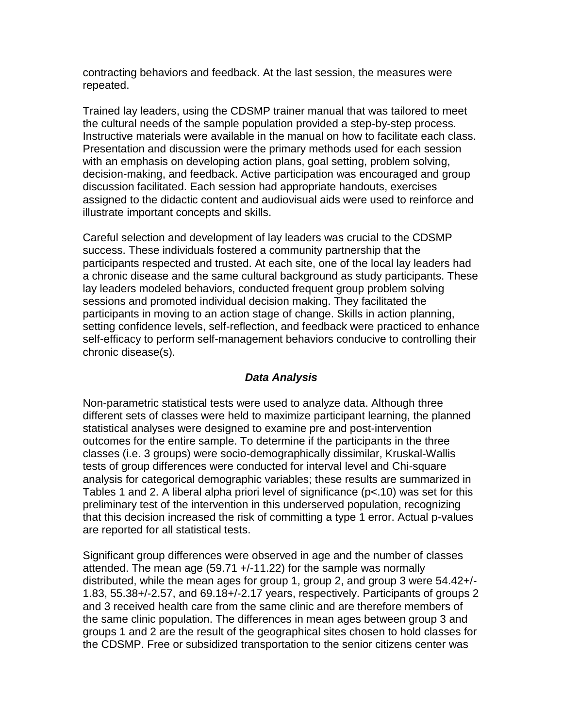contracting behaviors and feedback. At the last session, the measures were repeated.

Trained lay leaders, using the CDSMP trainer manual that was tailored to meet the cultural needs of the sample population provided a step-by-step process. Instructive materials were available in the manual on how to facilitate each class. Presentation and discussion were the primary methods used for each session with an emphasis on developing action plans, goal setting, problem solving, decision-making, and feedback. Active participation was encouraged and group discussion facilitated. Each session had appropriate handouts, exercises assigned to the didactic content and audiovisual aids were used to reinforce and illustrate important concepts and skills.

Careful selection and development of lay leaders was crucial to the CDSMP success. These individuals fostered a community partnership that the participants respected and trusted. At each site, one of the local lay leaders had a chronic disease and the same cultural background as study participants. These lay leaders modeled behaviors, conducted frequent group problem solving sessions and promoted individual decision making. They facilitated the participants in moving to an action stage of change. Skills in action planning, setting confidence levels, self-reflection, and feedback were practiced to enhance self-efficacy to perform self-management behaviors conducive to controlling their chronic disease(s).

### ***Data Analysis***

Non-parametric statistical tests were used to analyze data. Although three different sets of classes were held to maximize participant learning, the planned statistical analyses were designed to examine pre and post-intervention outcomes for the entire sample. To determine if the participants in the three classes (i.e. 3 groups) were socio-demographically dissimilar, Kruskal-Wallis tests of group differences were conducted for interval level and Chi-square analysis for categorical demographic variables; these results are summarized in Tables 1 and 2. A liberal alpha priori level of significance ($p<.10$) was set for this preliminary test of the intervention in this underserved population, recognizing that this decision increased the risk of committing a type 1 error. Actual p-values are reported for all statistical tests.

Significant group differences were observed in age and the number of classes attended. The mean age (59.71 +/-11.22) for the sample was normally distributed, while the mean ages for group 1, group 2, and group 3 were 54.42+/-1.83, 55.38+/-2.57, and 69.18+/-2.17 years, respectively. Participants of groups 2 and 3 received health care from the same clinic and are therefore members of the same clinic population. The differences in mean ages between group 3 and groups 1 and 2 are the result of the geographical sites chosen to hold classes for the CDSMP. Free or subsidized transportation to the senior citizens center was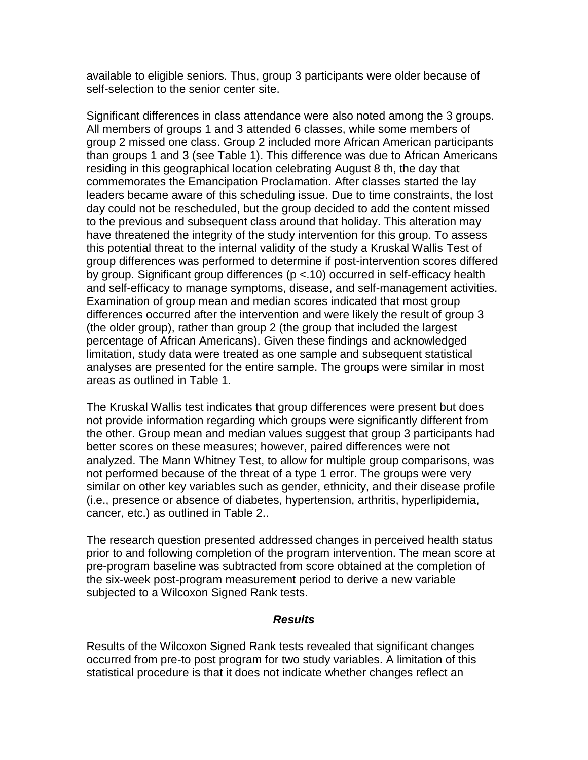available to eligible seniors. Thus, group 3 participants were older because of self-selection to the senior center site.

Significant differences in class attendance were also noted among the 3 groups. All members of groups 1 and 3 attended 6 classes, while some members of group 2 missed one class. Group 2 included more African American participants than groups 1 and 3 (see Table 1). This difference was due to African Americans residing in this geographical location celebrating August 8 th, the day that commemorates the Emancipation Proclamation. After classes started the lay leaders became aware of this scheduling issue. Due to time constraints, the lost day could not be rescheduled, but the group decided to add the content missed to the previous and subsequent class around that holiday. This alteration may have threatened the integrity of the study intervention for this group. To assess this potential threat to the internal validity of the study a Kruskal Wallis Test of group differences was performed to determine if post-intervention scores differed by group. Significant group differences ($p < .10$) occurred in self-efficacy health and self-efficacy to manage symptoms, disease, and self-management activities. Examination of group mean and median scores indicated that most group differences occurred after the intervention and were likely the result of group 3 (the older group), rather than group 2 (the group that included the largest percentage of African Americans). Given these findings and acknowledged limitation, study data were treated as one sample and subsequent statistical analyses are presented for the entire sample. The groups were similar in most areas as outlined in Table 1.

The Kruskal Wallis test indicates that group differences were present but does not provide information regarding which groups were significantly different from the other. Group mean and median values suggest that group 3 participants had better scores on these measures; however, paired differences were not analyzed. The Mann Whitney Test, to allow for multiple group comparisons, was not performed because of the threat of a type 1 error. The groups were very similar on other key variables such as gender, ethnicity, and their disease profile (i.e., presence or absence of diabetes, hypertension, arthritis, hyperlipidemia, cancer, etc.) as outlined in Table 2..

The research question presented addressed changes in perceived health status prior to and following completion of the program intervention. The mean score at pre-program baseline was subtracted from score obtained at the completion of the six-week post-program measurement period to derive a new variable subjected to a Wilcoxon Signed Rank tests.

### *Results*

Results of the Wilcoxon Signed Rank tests revealed that significant changes occurred from pre-to post program for two study variables. A limitation of this statistical procedure is that it does not indicate whether changes reflect an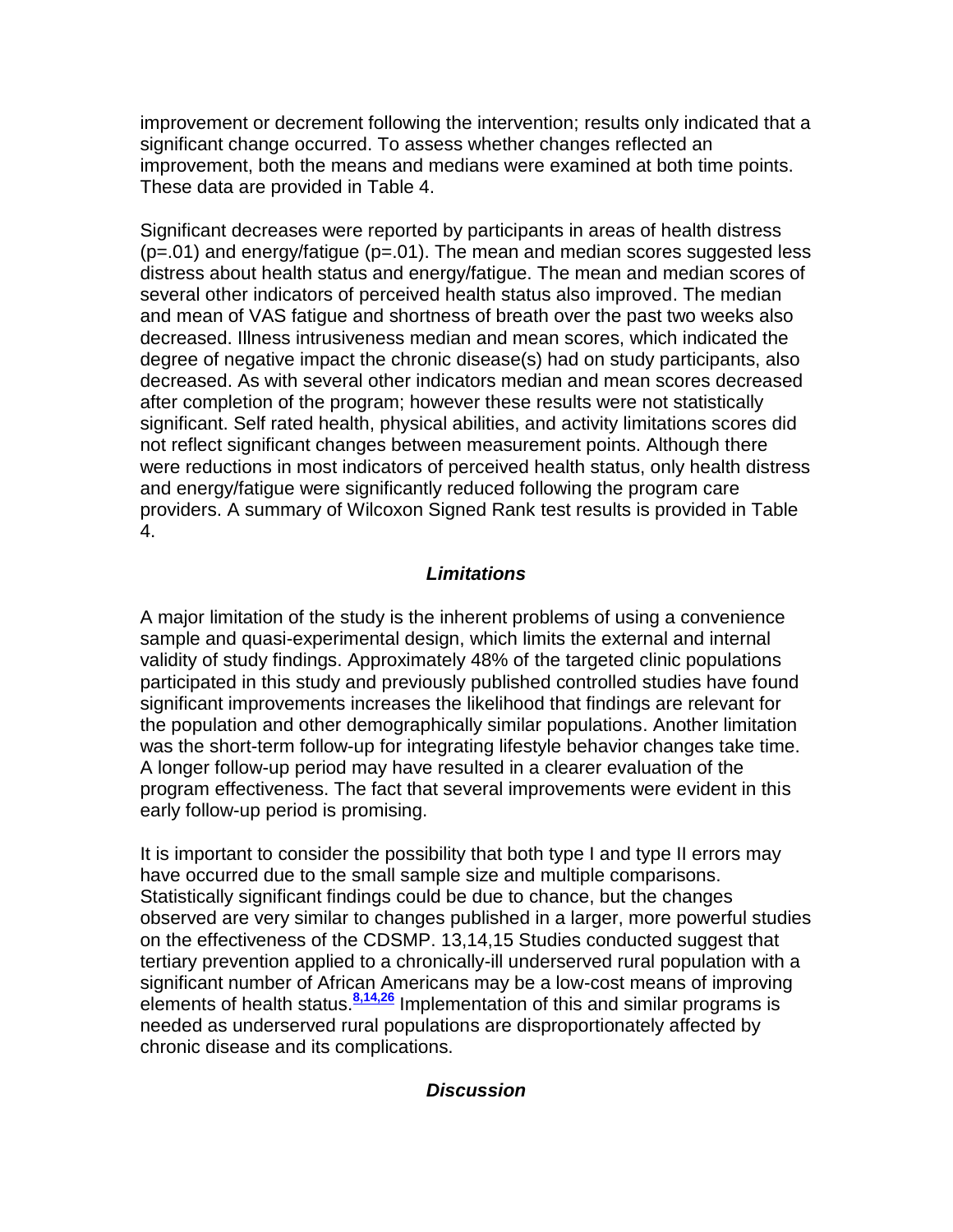improvement or decrement following the intervention; results only indicated that a significant change occurred. To assess whether changes reflected an improvement, both the means and medians were examined at both time points. These data are provided in Table 4.

Significant decreases were reported by participants in areas of health distress ($p=.01$) and energy/fatigue ($p=.01$). The mean and median scores suggested less distress about health status and energy/fatigue. The mean and median scores of several other indicators of perceived health status also improved. The median and mean of VAS fatigue and shortness of breath over the past two weeks also decreased. Illness intrusiveness median and mean scores, which indicated the degree of negative impact the chronic disease(s) had on study participants, also decreased. As with several other indicators median and mean scores decreased after completion of the program; however these results were not statistically significant. Self rated health, physical abilities, and activity limitations scores did not reflect significant changes between measurement points. Although there were reductions in most indicators of perceived health status, only health distress and energy/fatigue were significantly reduced following the program care providers. A summary of Wilcoxon Signed Rank test results is provided in Table 4.

### *Limitations*

A major limitation of the study is the inherent problems of using a convenience sample and quasi-experimental design, which limits the external and internal validity of study findings. Approximately 48% of the targeted clinic populations participated in this study and previously published controlled studies have found significant improvements increases the likelihood that findings are relevant for the population and other demographically similar populations. Another limitation was the short-term follow-up for integrating lifestyle behavior changes take time. A longer follow-up period may have resulted in a clearer evaluation of the program effectiveness. The fact that several improvements were evident in this early follow-up period is promising.

It is important to consider the possibility that both type I and type II errors may have occurred due to the small sample size and multiple comparisons. Statistically significant findings could be due to chance, but the changes observed are very similar to changes published in a larger, more powerful studies on the effectiveness of the CDSMP. 13,14,15 Studies conducted suggest that tertiary prevention applied to a chronically-ill underserved rural population with a significant number of African Americans may be a low-cost means of improving elements of health status.[8,14,26] Implementation of this and similar programs is needed as underserved rural populations are disproportionately affected by chronic disease and its complications.

### *Discussion*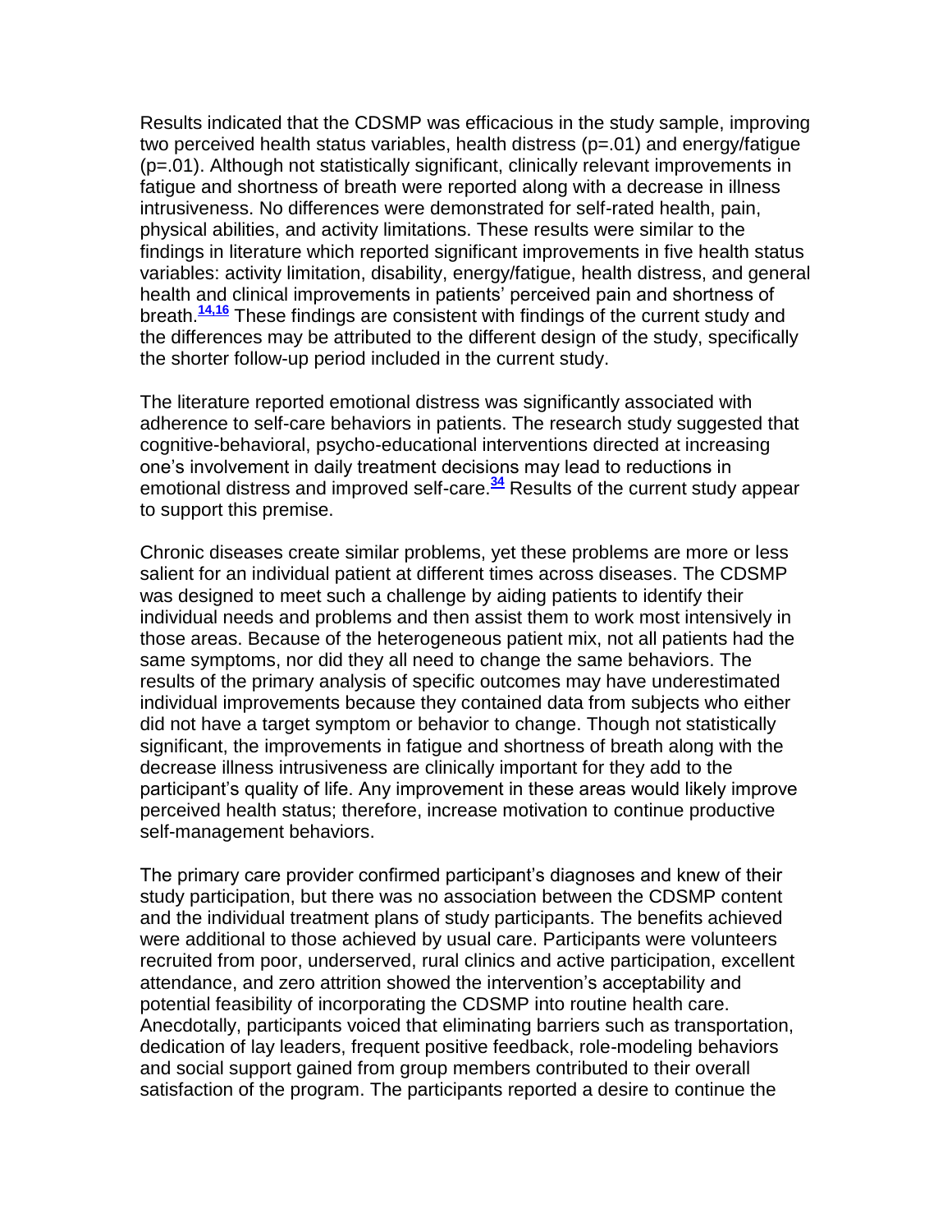Results indicated that the CDSMP was efficacious in the study sample, improving two perceived health status variables, health distress (p=.01) and energy/fatigue (p=.01). Although not statistically significant, clinically relevant improvements in fatigue and shortness of breath were reported along with a decrease in illness intrusiveness. No differences were demonstrated for self-rated health, pain, physical abilities, and activity limitations. These results were similar to the findings in literature which reported significant improvements in five health status variables: activity limitation, disability, energy/fatigue, health distress, and general health and clinical improvements in patients' perceived pain and shortness of breath.[14,16] These findings are consistent with findings of the current study and the differences may be attributed to the different design of the study, specifically the shorter follow-up period included in the current study.

The literature reported emotional distress was significantly associated with adherence to self-care behaviors in patients. The research study suggested that cognitive-behavioral, psycho-educational interventions directed at increasing one's involvement in daily treatment decisions may lead to reductions in emotional distress and improved self-care.[34] Results of the current study appear to support this premise.

Chronic diseases create similar problems, yet these problems are more or less salient for an individual patient at different times across diseases. The CDSMP was designed to meet such a challenge by aiding patients to identify their individual needs and problems and then assist them to work most intensively in those areas. Because of the heterogeneous patient mix, not all patients had the same symptoms, nor did they all need to change the same behaviors. The results of the primary analysis of specific outcomes may have underestimated individual improvements because they contained data from subjects who either did not have a target symptom or behavior to change. Though not statistically significant, the improvements in fatigue and shortness of breath along with the decrease illness intrusiveness are clinically important for they add to the participant's quality of life. Any improvement in these areas would likely improve perceived health status; therefore, increase motivation to continue productive self-management behaviors.

The primary care provider confirmed participant's diagnoses and knew of their study participation, but there was no association between the CDSMP content and the individual treatment plans of study participants. The benefits achieved were additional to those achieved by usual care. Participants were volunteers recruited from poor, underserved, rural clinics and active participation, excellent attendance, and zero attrition showed the intervention's acceptability and potential feasibility of incorporating the CDSMP into routine health care. Anecdotally, participants voiced that eliminating barriers such as transportation, dedication of lay leaders, frequent positive feedback, role-modeling behaviors and social support gained from group members contributed to their overall satisfaction of the program. The participants reported a desire to continue the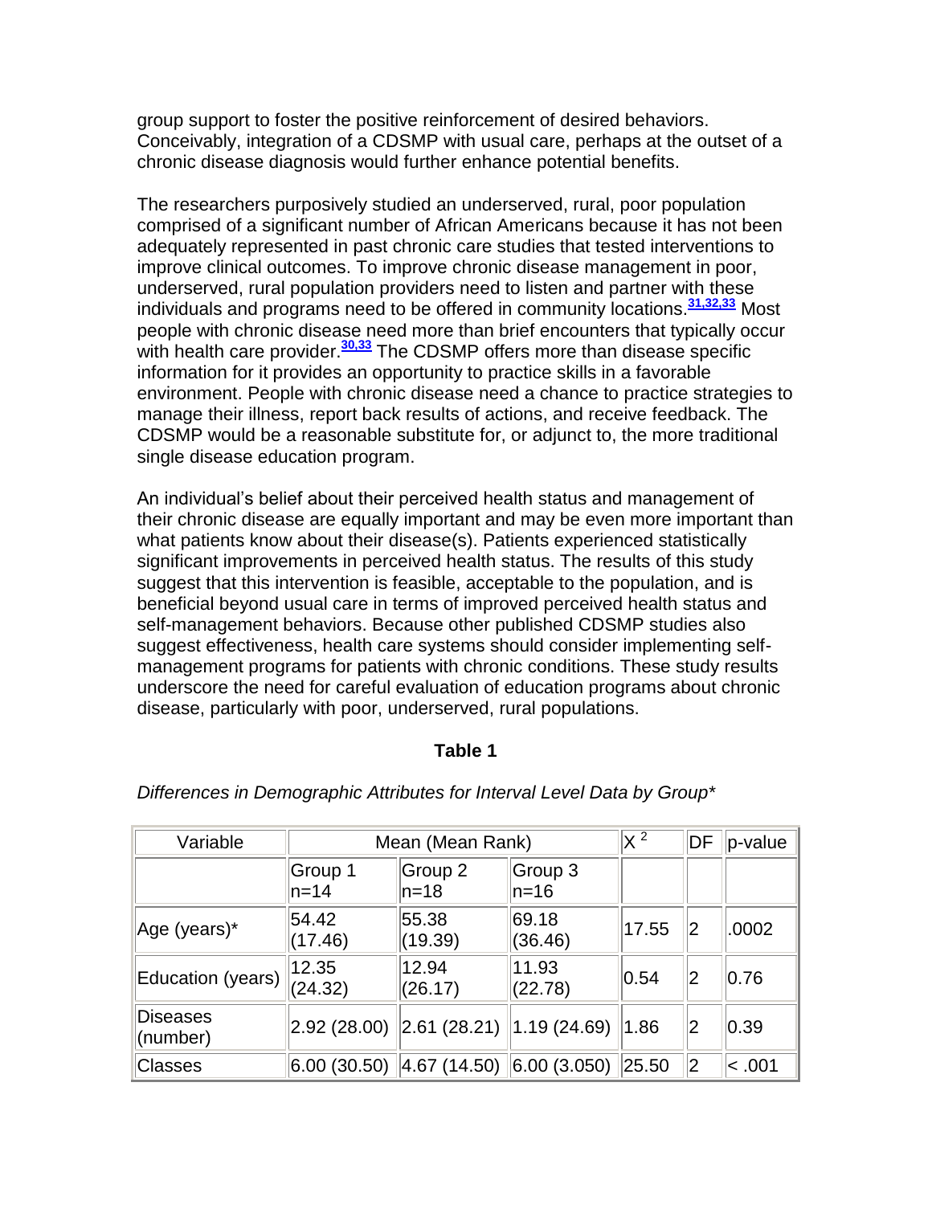group support to foster the positive reinforcement of desired behaviors. Conceivably, integration of a CDSMP with usual care, perhaps at the outset of a chronic disease diagnosis would further enhance potential benefits.

The researchers purposively studied an underserved, rural, poor population comprised of a significant number of African Americans because it has not been adequately represented in past chronic care studies that tested interventions to improve clinical outcomes. To improve chronic disease management in poor, underserved, rural population providers need to listen and partner with these individuals and programs need to be offered in community locations.[31,32,33] Most people with chronic disease need more than brief encounters that typically occur with health care provider.[30,33] The CDSMP offers more than disease specific information for it provides an opportunity to practice skills in a favorable environment. People with chronic disease need a chance to practice strategies to manage their illness, report back results of actions, and receive feedback. The CDSMP would be a reasonable substitute for, or adjunct to, the more traditional single disease education program.

An individual's belief about their perceived health status and management of their chronic disease are equally important and may be even more important than what patients know about their disease(s). Patients experienced statistically significant improvements in perceived health status. The results of this study suggest that this intervention is feasible, acceptable to the population, and is beneficial beyond usual care in terms of improved perceived health status and self-management behaviors. Because other published CDSMP studies also suggest effectiveness, health care systems should consider implementing self-management programs for patients with chronic conditions. These study results underscore the need for careful evaluation of education programs about chronic disease, particularly with poor, underserved, rural populations.

**Table 1**

*Differences in Demographic Attributes for Interval Level Data by Group**

| Variable | Mean (Mean Rank) | | | $X^2$ | DF | p-value |
|---|---|---|---|---|---|---|
| | Group 1 n=14 | Group 2 n=18 | Group 3 n=16 | | | |
| Age (years)* | 54.42 (17.46) | 55.38 (19.39) | 69.18 (36.46) | 17.55 | 2 | .0002 |
| Education (years) | 12.35 (24.32) | 12.94 (26.17) | 11.93 (22.78) | 0.54 | 2 | 0.76 |
| Diseases (number) | 2.92 (28.00) | 2.61 (28.21) | 1.19 (24.69) | 1.86 | 2 | 0.39 |
| Classes | 6.00 (30.50) | 4.67 (14.50) | 6.00 (3.050) | 25.50 | 2 | < .001 |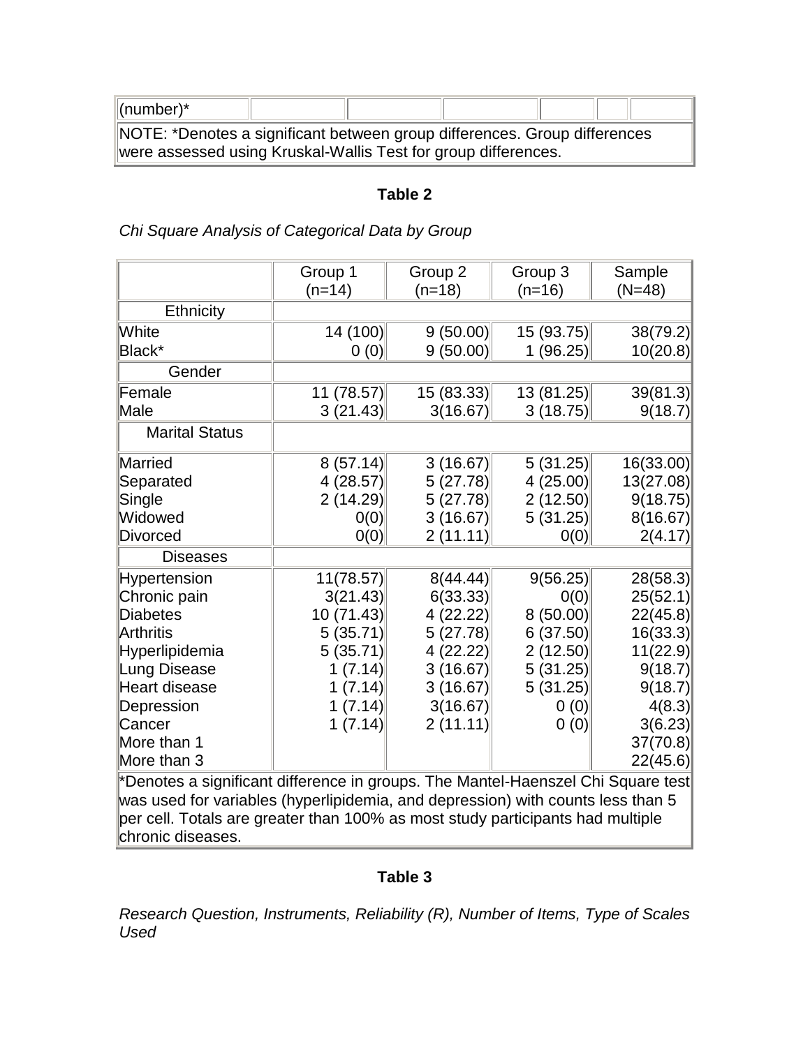| (number)* | | | | | | |
|---|---|---|---|---|---|---|
| NOTE: *Denotes a significant between group differences. Group differences were assessed using Kruskal-Wallis Test for group differences. | | | | | | |

**Table 2**

*Chi Square Analysis of Categorical Data by Group*

| | Group 1 (n=14) | Group 2 (n=18) | Group 3 (n=16) | Sample (N=48) |
|---|---|---|---|---|
| Ethnicity | | | | |
| White | 14 (100) | 9 (50.00) | 15 (93.75) | 38(79.2) |
| Black* | 0 (0) | 9 (50.00) | 1 (96.25) | 10(20.8) |
| Gender | | | | |
| Female | 11 (78.57) | 15 (83.33) | 13 (81.25) | 39(81.3) |
| Male | 3 (21.43) | 3(16.67) | 3 (18.75) | 9(18.7) |
| Marital Status | | | | |
| Married | 8 (57.14) | 3 (16.67) | 5 (31.25) | 16(33.00) |
| Separated | 4 (28.57) | 5 (27.78) | 4 (25.00) | 13(27.08) |
| Single | 2 (14.29) | 5 (27.78) | 2 (12.50) | 9(18.75) |
| Widowed | 0(0) | 3 (16.67) | 5 (31.25) | 8(16.67) |
| Divorced | 0(0) | 2 (11.11) | 0(0) | 2(4.17) |
| Diseases | | | | |
| Hypertension | 11(78.57) | 8(44.44) | 9(56.25) | 28(58.3) |
| Chronic pain | 3(21.43) | 6(33.33) | 0(0) | 25(52.1) |
| Diabetes | 10 (71.43) | 4 (22.22) | 8 (50.00) | 22(45.8) |
| Arthritis | 5 (35.71) | 5 (27.78) | 6 (37.50) | 16(33.3) |
| Hyperlipidemia | 5 (35.71) | 4 (22.22) | 2 (12.50) | 11(22.9) |
| Lung Disease | 1 (7.14) | 3 (16.67) | 5 (31.25) | 9(18.7) |
| Heart disease | 1 (7.14) | 3 (16.67) | 5 (31.25) | 9(18.7) |
| Depression | 1 (7.14) | 3(16.67) | 0 (0) | 4(8.3) |
| Cancer | 1 (7.14) | 2 (11.11) | 0 (0) | 3(6.23) |
| More than 1 | | | | 37(70.8) |
| More than 3 | | | | 22(45.6) |

*Denotes a significant difference in groups. The Mantel-Haenszel Chi Square test was used for variables (hyperlipidemia, and depression) with counts less than 5 per cell. Totals are greater than 100% as most study participants had multiple chronic diseases.

**Table 3**

*Research Question, Instruments, Reliability (R), Number of Items, Type of Scales Used*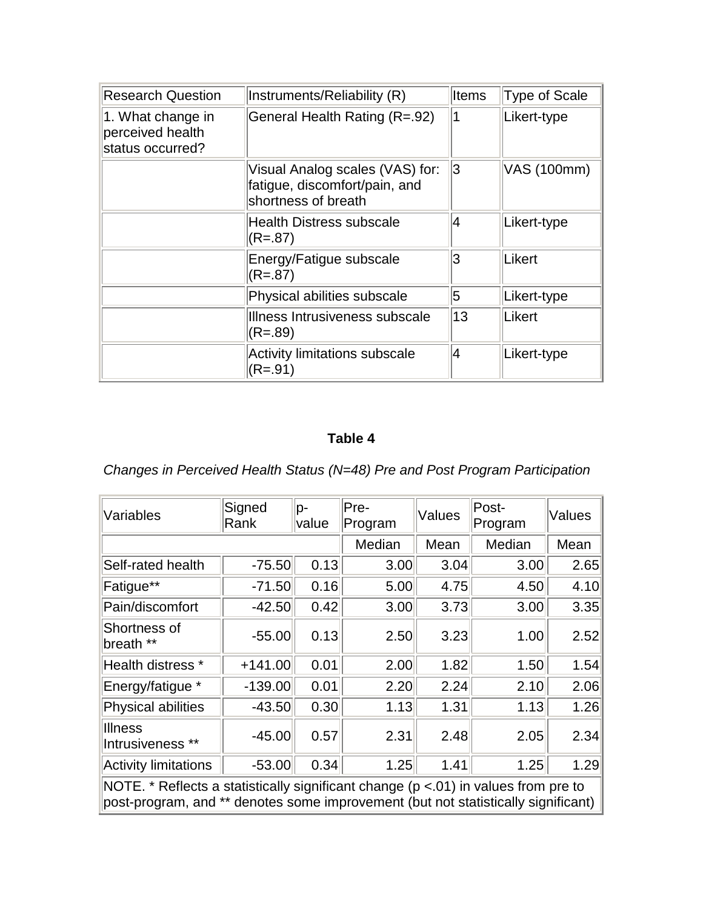| Research Question | Instruments/Reliability (R) | Items | Type of Scale |
|---|---|---|---|
| 1. What change in perceived health status occurred? | General Health Rating (R=.92) | 1 | Likert-type |
| | Visual Analog scales (VAS) for: fatigue, discomfort/pain, and shortness of breath | 3 | VAS (100mm) |
| | Health Distress subscale (R=.87) | 4 | Likert-type |
| | Energy/Fatigue subscale (R=.87) | 3 | Likert |
| | Physical abilities subscale | 5 | Likert-type |
| | Illness Intrusiveness subscale (R=.89) | 13 | Likert |
| | Activity limitations subscale (R=.91) | 4 | Likert-type |

**Table 4**

*Changes in Perceived Health Status (N=48) Pre and Post Program Participation*

| Variables | Signed Rank | p-value | Pre-Program | Values | Post-Program | Values |
|---|---|---|---|---|---|---|
| | | | Median | Mean | Median | Mean |
| Self-rated health | -75.50 | 0.13 | 3.00 | 3.04 | 3.00 | 2.65 |
| Fatigue** | -71.50 | 0.16 | 5.00 | 4.75 | 4.50 | 4.10 |
| Pain/discomfort | -42.50 | 0.42 | 3.00 | 3.73 | 3.00 | 3.35 |
| Shortness of breath ** | -55.00 | 0.13 | 2.50 | 3.23 | 1.00 | 2.52 |
| Health distress * | +141.00 | 0.01 | 2.00 | 1.82 | 1.50 | 1.54 |
| Energy/fatigue * | -139.00 | 0.01 | 2.20 | 2.24 | 2.10 | 2.06 |
| Physical abilities | -43.50 | 0.30 | 1.13 | 1.31 | 1.13 | 1.26 |
| Illness Intrusiveness ** | -45.00 | 0.57 | 2.31 | 2.48 | 2.05 | 2.34 |
| Activity limitations | -53.00 | 0.34 | 1.25 | 1.41 | 1.25 | 1.29 |
| NOTE. * Reflects a statistically significant change ($p < .01$) in values from pre to post-program, and ** denotes some improvement (but not statistically significant) | | | | | | |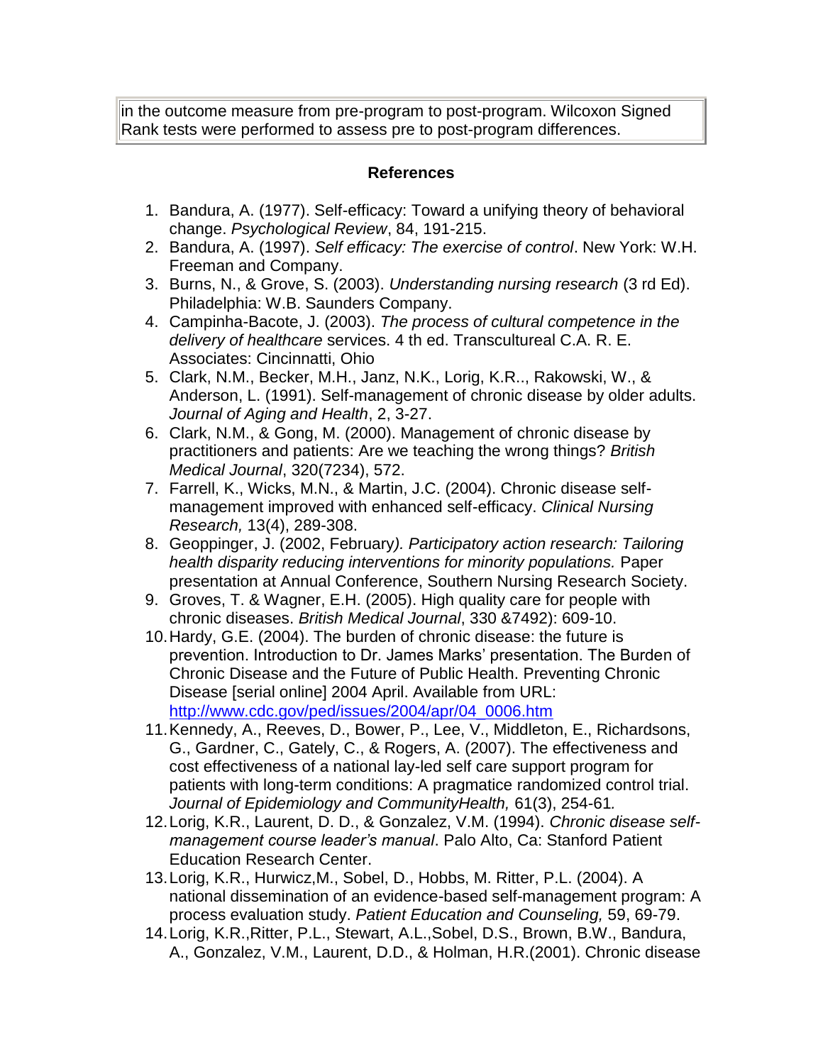| in the outcome measure from pre-program to post-program. Wilcoxon Signed Rank tests were performed to assess pre to post-program differences. |
|---|

## References

1. Bandura, A. (1977). Self-efficacy: Toward a unifying theory of behavioral change. *Psychological Review*, 84, 191-215.
2. Bandura, A. (1997). *Self efficacy: The exercise of control*. New York: W.H. Freeman and Company.
3. Burns, N., & Grove, S. (2003). *Understanding nursing research* (3 rd Ed). Philadelphia: W.B. Saunders Company.
4. Campinha-Bacote, J. (2003). *The process of cultural competence in the delivery of healthcare* services. 4 th ed. Transcultureal C.A. R. E. Associates: Cincinnati, Ohio
5. Clark, N.M., Becker, M.H., Janz, N.K., Lorig, K.R.., Rakowski, W., & Anderson, L. (1991). Self-management of chronic disease by older adults. *Journal of Aging and Health*, 2, 3-27.
6. Clark, N.M., & Gong, M. (2000). Management of chronic disease by practitioners and patients: Are we teaching the wrong things? *British Medical Journal*, 320(7234), 572.
7. Farrell, K., Wicks, M.N., & Martin, J.C. (2004). Chronic disease self-management improved with enhanced self-efficacy. *Clinical Nursing Research,* 13(4), 289-308.
8. Geoppinger, J. (2002, February*). Participatory action research: Tailoring health disparity reducing interventions for minority populations.* Paper presentation at Annual Conference, Southern Nursing Research Society.
9. Groves, T. & Wagner, E.H. (2005). High quality care for people with chronic diseases. *British Medical Journal*, 330 &7492): 609-10.
10. Hardy, G.E. (2004). The burden of chronic disease: the future is prevention. Introduction to Dr. James Marks' presentation. The Burden of Chronic Disease and the Future of Public Health. Preventing Chronic Disease [serial online] 2004 April. Available from URL: [http://www.cdc.gov/ped/issues/2004/apr/04_0006.htm](http://www.cdc.gov/ped/issues/2004/apr/04_0006.htm)
11. Kennedy, A., Reeves, D., Bower, P., Lee, V., Middleton, E., Richardsons, G., Gardner, C., Gately, C., & Rogers, A. (2007). The effectiveness and cost effectiveness of a national lay-led self care support program for patients with long-term conditions: A pragmatice randomized control trial. *Journal of Epidemiology and CommunityHealth,* 61(3), 254-61*.*
12. Lorig, K.R., Laurent, D. D., & Gonzalez, V.M. (1994). *Chronic disease self-management course leader's manual*. Palo Alto, Ca: Stanford Patient Education Research Center.
13. Lorig, K.R., Hurwicz,M., Sobel, D., Hobbs, M. Ritter, P.L. (2004). A national dissemination of an evidence-based self-management program: A process evaluation study. *Patient Education and Counseling,* 59, 69-79.
14. Lorig, K.R.,Ritter, P.L., Stewart, A.L.,Sobel, D.S., Brown, B.W., Bandura, A., Gonzalez, V.M., Laurent, D.D., & Holman, H.R.(2001). Chronic disease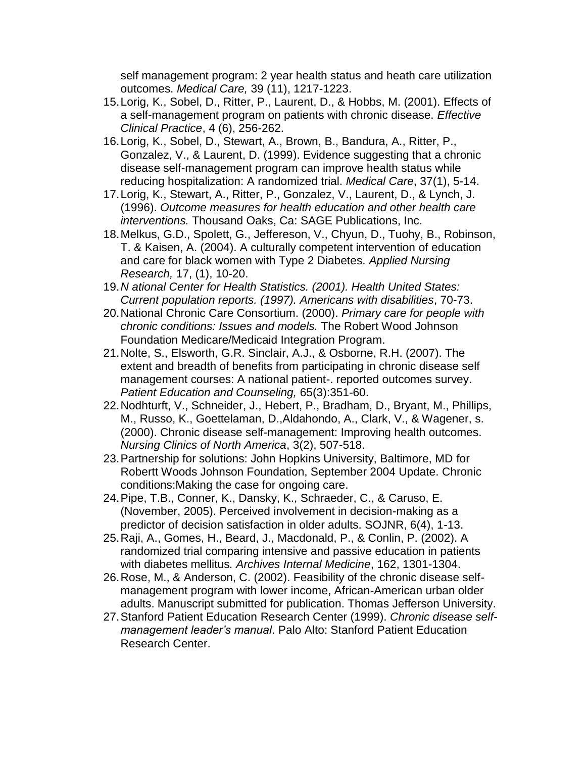self management program: 2 year health status and heath care utilization outcomes. *Medical Care,* 39 (11), 1217-1223.

15. Lorig, K., Sobel, D., Ritter, P., Laurent, D., & Hobbs, M. (2001). Effects of a self-management program on patients with chronic disease. *Effective Clinical Practice*, 4 (6), 256-262.
16. Lorig, K., Sobel, D., Stewart, A., Brown, B., Bandura, A., Ritter, P., Gonzalez, V., & Laurent, D. (1999). Evidence suggesting that a chronic disease self-management program can improve health status while reducing hospitalization: A randomized trial. *Medical Care*, 37(1), 5-14.
17. Lorig, K., Stewart, A., Ritter, P., Gonzalez, V., Laurent, D., & Lynch, J. (1996). *Outcome measures for health education and other health care interventions.* Thousand Oaks, Ca: SAGE Publications, Inc.
18. Melkus, G.D., Spolett, G., Jeffereson, V., Chyun, D., Tuohy, B., Robinson, T. & Kaisen, A. (2004). A culturally competent intervention of education and care for black women with Type 2 Diabetes. *Applied Nursing Research,* 17, (1), 10-20.
19. *N ational Center for Health Statistics. (2001). Health United States: Current population reports. (1997). Americans with disabilities*, 70-73.
20. National Chronic Care Consortium. (2000). *Primary care for people with chronic conditions: Issues and models.* The Robert Wood Johnson Foundation Medicare/Medicaid Integration Program.
21. Nolte, S., Elsworth, G.R. Sinclair, A.J., & Osborne, R.H. (2007). The extent and breadth of benefits from participating in chronic disease self management courses: A national patient-. reported outcomes survey. *Patient Education and Counseling,* 65(3):351-60.
22. Nodhturft, V., Schneider, J., Hebert, P., Bradham, D., Bryant, M., Phillips, M., Russo, K., Goettelaman, D.,Aldahondo, A., Clark, V., & Wagener, s. (2000). Chronic disease self-management: Improving health outcomes. *Nursing Clinics of North America*, 3(2), 507-518.
23. Partnership for solutions: John Hopkins University, Baltimore, MD for Robertt Woods Johnson Foundation, September 2004 Update. Chronic conditions:Making the case for ongoing care.
24. Pipe, T.B., Conner, K., Dansky, K., Schraeder, C., & Caruso, E. (November, 2005). Perceived involvement in decision-making as a predictor of decision satisfaction in older adults. SOJNR, 6(4), 1-13.
25. Raji, A., Gomes, H., Beard, J., Macdonald, P., & Conlin, P. (2002). A randomized trial comparing intensive and passive education in patients with diabetes mellitus*. Archives Internal Medicine*, 162, 1301-1304.
26. Rose, M., & Anderson, C. (2002). Feasibility of the chronic disease self-management program with lower income, African-American urban older adults. Manuscript submitted for publication. Thomas Jefferson University.
27. Stanford Patient Education Research Center (1999). *Chronic disease self-management leader's manual*. Palo Alto: Stanford Patient Education Research Center.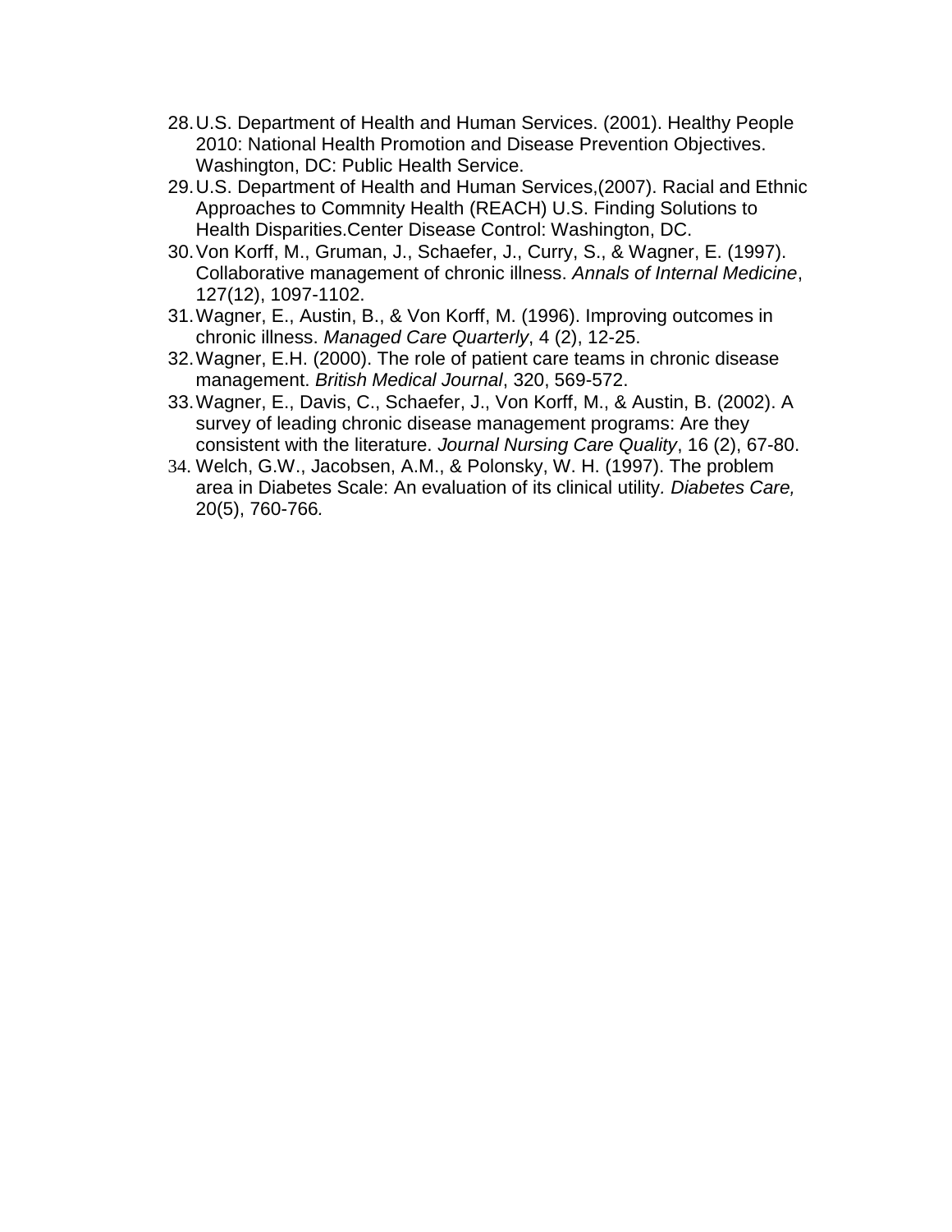28. U.S. Department of Health and Human Services. (2001). Healthy People 2010: National Health Promotion and Disease Prevention Objectives. Washington, DC: Public Health Service.
29. U.S. Department of Health and Human Services,(2007). Racial and Ethnic Approaches to Commnity Health (REACH) U.S. Finding Solutions to Health Disparities.Center Disease Control: Washington, DC.
30. Von Korff, M., Gruman, J., Schaefer, J., Curry, S., & Wagner, E. (1997). Collaborative management of chronic illness. *Annals of Internal Medicine*, 127(12), 1097-1102.
31. Wagner, E., Austin, B., & Von Korff, M. (1996). Improving outcomes in chronic illness. *Managed Care Quarterly*, 4 (2), 12-25.
32. Wagner, E.H. (2000). The role of patient care teams in chronic disease management. *British Medical Journal*, 320, 569-572.
33. Wagner, E., Davis, C., Schaefer, J., Von Korff, M., & Austin, B. (2002). A survey of leading chronic disease management programs: Are they consistent with the literature. *Journal Nursing Care Quality*, 16 (2), 67-80.
34. Welch, G.W., Jacobsen, A.M., & Polonsky, W. H. (1997). The problem area in Diabetes Scale: An evaluation of its clinical utility*. Diabetes Care,* 20(5), 760-766*.*